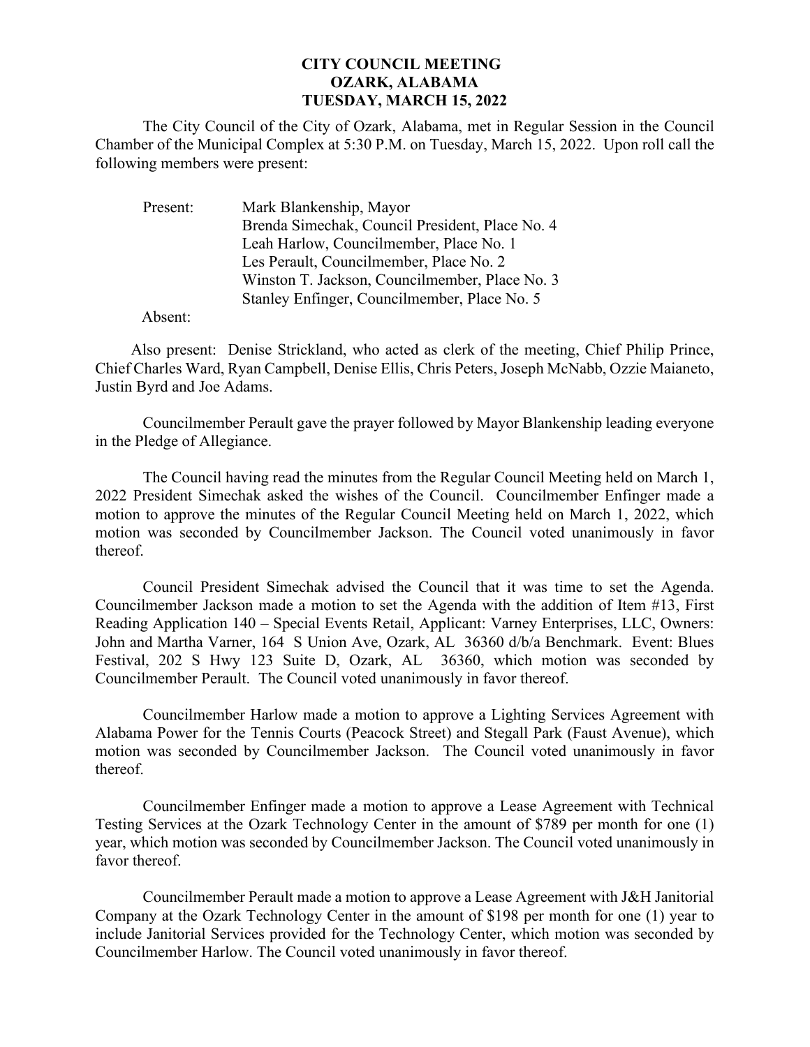# CITY COUNCIL MEETING
# OZARK, ALABAMA
# TUESDAY, MARCH 15, 2022

The City Council of the City of Ozark, Alabama, met in Regular Session in the Council Chamber of the Municipal Complex at 5:30 P.M. on Tuesday, March 15, 2022. Upon roll call the following members were present:

Present: Mark Blankenship, Mayor
Brenda Simechak, Council President, Place No. 4
Leah Harlow, Councilmember, Place No. 1
Les Perault, Councilmember, Place No. 2
Winston T. Jackson, Councilmember, Place No. 3
Stanley Enfinger, Councilmember, Place No. 5

Absent:

Also present: Denise Strickland, who acted as clerk of the meeting, Chief Philip Prince, Chief Charles Ward, Ryan Campbell, Denise Ellis, Chris Peters, Joseph McNabb, Ozzie Maianeto, Justin Byrd and Joe Adams.

Councilmember Perault gave the prayer followed by Mayor Blankenship leading everyone in the Pledge of Allegiance.

The Council having read the minutes from the Regular Council Meeting held on March 1, 2022 President Simechak asked the wishes of the Council. Councilmember Enfinger made a motion to approve the minutes of the Regular Council Meeting held on March 1, 2022, which motion was seconded by Councilmember Jackson. The Council voted unanimously in favor thereof.

Council President Simechak advised the Council that it was time to set the Agenda. Councilmember Jackson made a motion to set the Agenda with the addition of Item #13, First Reading Application 140 – Special Events Retail, Applicant: Varney Enterprises, LLC, Owners: John and Martha Varner, 164 S Union Ave, Ozark, AL 36360 d/b/a Benchmark. Event: Blues Festival, 202 S Hwy 123 Suite D, Ozark, AL 36360, which motion was seconded by Councilmember Perault. The Council voted unanimously in favor thereof.

Councilmember Harlow made a motion to approve a Lighting Services Agreement with Alabama Power for the Tennis Courts (Peacock Street) and Stegall Park (Faust Avenue), which motion was seconded by Councilmember Jackson. The Council voted unanimously in favor thereof.

Councilmember Enfinger made a motion to approve a Lease Agreement with Technical Testing Services at the Ozark Technology Center in the amount of $789 per month for one (1) year, which motion was seconded by Councilmember Jackson. The Council voted unanimously in favor thereof.

Councilmember Perault made a motion to approve a Lease Agreement with J&H Janitorial Company at the Ozark Technology Center in the amount of $198 per month for one (1) year to include Janitorial Services provided for the Technology Center, which motion was seconded by Councilmember Harlow. The Council voted unanimously in favor thereof.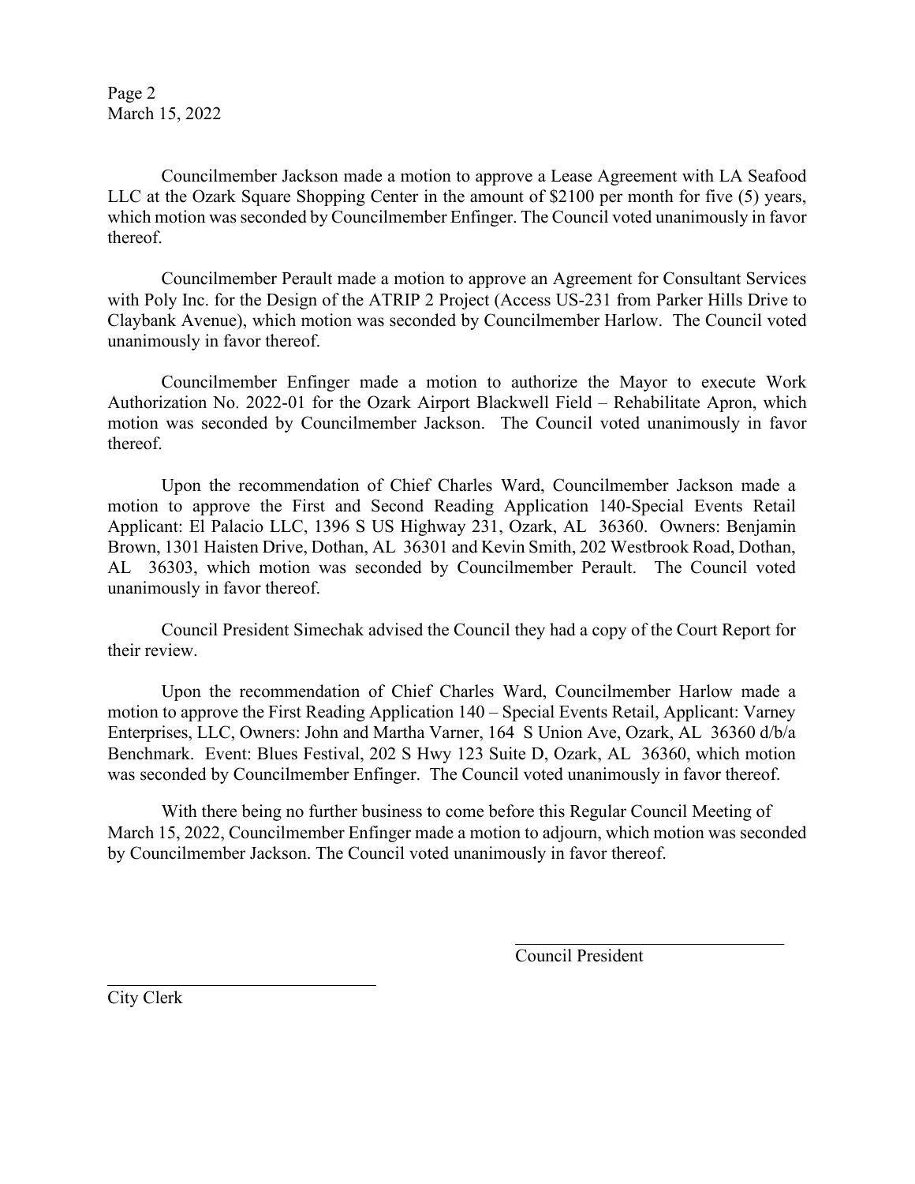Councilmember Jackson made a motion to approve a Lease Agreement with LA Seafood LLC at the Ozark Square Shopping Center in the amount of $2100 per month for five (5) years, which motion was seconded by Councilmember Enfinger. The Council voted unanimously in favor thereof.

Councilmember Perault made a motion to approve an Agreement for Consultant Services with Poly Inc. for the Design of the ATRIP 2 Project (Access US-231 from Parker Hills Drive to Claybank Avenue), which motion was seconded by Councilmember Harlow. The Council voted unanimously in favor thereof.

Councilmember Enfinger made a motion to authorize the Mayor to execute Work Authorization No. 2022-01 for the Ozark Airport Blackwell Field – Rehabilitate Apron, which motion was seconded by Councilmember Jackson. The Council voted unanimously in favor thereof.

Upon the recommendation of Chief Charles Ward, Councilmember Jackson made a motion to approve the First and Second Reading Application 140-Special Events Retail Applicant: El Palacio LLC, 1396 S US Highway 231, Ozark, AL 36360. Owners: Benjamin Brown, 1301 Haisten Drive, Dothan, AL 36301 and Kevin Smith, 202 Westbrook Road, Dothan, AL 36303, which motion was seconded by Councilmember Perault. The Council voted unanimously in favor thereof.

Council President Simechak advised the Council they had a copy of the Court Report for their review.

Upon the recommendation of Chief Charles Ward, Councilmember Harlow made a motion to approve the First Reading Application 140 – Special Events Retail, Applicant: Varney Enterprises, LLC, Owners: John and Martha Varner, 164 S Union Ave, Ozark, AL 36360 d/b/a Benchmark. Event: Blues Festival, 202 S Hwy 123 Suite D, Ozark, AL 36360, which motion was seconded by Councilmember Enfinger. The Council voted unanimously in favor thereof.

With there being no further business to come before this Regular Council Meeting of March 15, 2022, Councilmember Enfinger made a motion to adjourn, which motion was seconded by Councilmember Jackson. The Council voted unanimously in favor thereof.

\_\_\_\_\_\_\_\_\_\_\_\_\_\_\_\_\_\_\_\_\_\_\_\_\_\_\_\_\_\_
Council President

\_\_\_\_\_\_\_\_\_\_\_\_\_\_\_\_\_\_\_\_\_\_\_\_\_\_\_\_\_\_
City Clerk